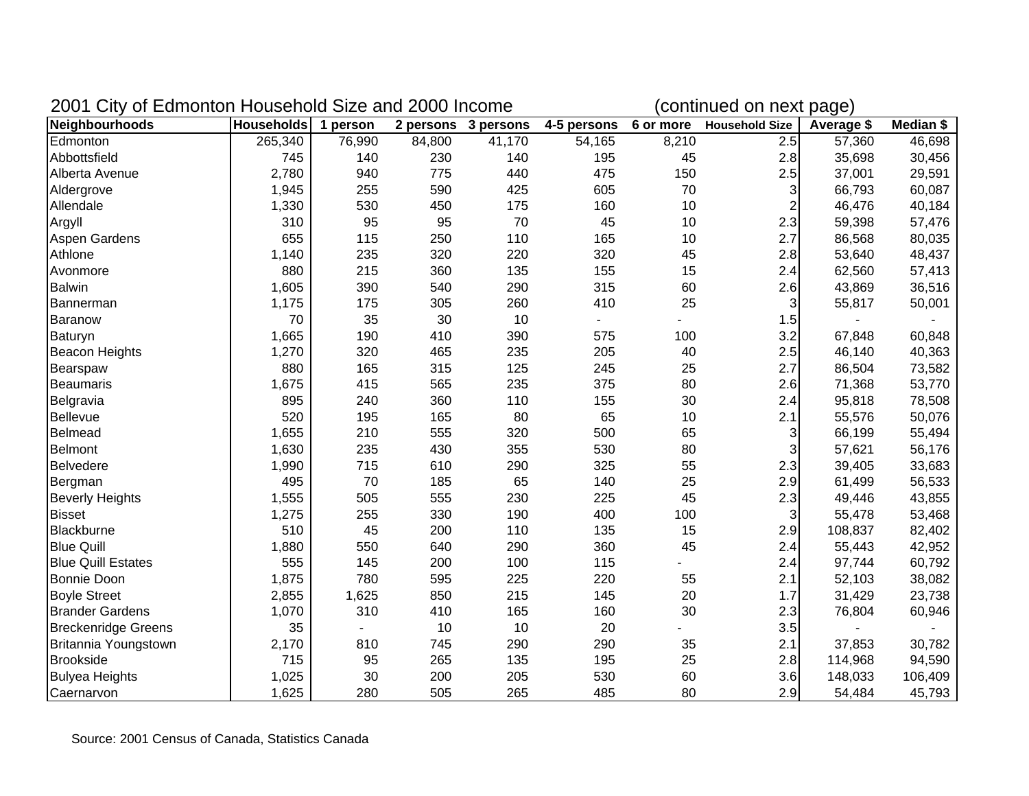## 2001 City of Edmonton Household Size and 2000 Income (continued on next page)

| Neighbourhoods | Households | 1 person | 2 persons | 3 persons | 4-5 persons | 6 or more | Household Size | Average $ | Median $ |
|---|---|---|---|---|---|---|---|---|---|
| Edmonton | 265,340 | 76,990 | 84,800 | 41,170 | 54,165 | 8,210 | 2.5 | 57,360 | 46,698 |
| Abbottsfield | 745 | 140 | 230 | 140 | 195 | 45 | 2.8 | 35,698 | 30,456 |
| Alberta Avenue | 2,780 | 940 | 775 | 440 | 475 | 150 | 2.5 | 37,001 | 29,591 |
| Aldergrove | 1,945 | 255 | 590 | 425 | 605 | 70 | 3 | 66,793 | 60,087 |
| Allendale | 1,330 | 530 | 450 | 175 | 160 | 10 | 2 | 46,476 | 40,184 |
| Argyll | 310 | 95 | 95 | 70 | 45 | 10 | 2.3 | 59,398 | 57,476 |
| Aspen Gardens | 655 | 115 | 250 | 110 | 165 | 10 | 2.7 | 86,568 | 80,035 |
| Athlone | 1,140 | 235 | 320 | 220 | 320 | 45 | 2.8 | 53,640 | 48,437 |
| Avonmore | 880 | 215 | 360 | 135 | 155 | 15 | 2.4 | 62,560 | 57,413 |
| Balwin | 1,605 | 390 | 540 | 290 | 315 | 60 | 2.6 | 43,869 | 36,516 |
| Bannerman | 1,175 | 175 | 305 | 260 | 410 | 25 | 3 | 55,817 | 50,001 |
| Baranow | 70 | 35 | 30 | 10 | - | - | 1.5 | - | - |
| Baturyn | 1,665 | 190 | 410 | 390 | 575 | 100 | 3.2 | 67,848 | 60,848 |
| Beacon Heights | 1,270 | 320 | 465 | 235 | 205 | 40 | 2.5 | 46,140 | 40,363 |
| Bearspaw | 880 | 165 | 315 | 125 | 245 | 25 | 2.7 | 86,504 | 73,582 |
| Beaumaris | 1,675 | 415 | 565 | 235 | 375 | 80 | 2.6 | 71,368 | 53,770 |
| Belgravia | 895 | 240 | 360 | 110 | 155 | 30 | 2.4 | 95,818 | 78,508 |
| Bellevue | 520 | 195 | 165 | 80 | 65 | 10 | 2.1 | 55,576 | 50,076 |
| Belmead | 1,655 | 210 | 555 | 320 | 500 | 65 | 3 | 66,199 | 55,494 |
| Belmont | 1,630 | 235 | 430 | 355 | 530 | 80 | 3 | 57,621 | 56,176 |
| Belvedere | 1,990 | 715 | 610 | 290 | 325 | 55 | 2.3 | 39,405 | 33,683 |
| Bergman | 495 | 70 | 185 | 65 | 140 | 25 | 2.9 | 61,499 | 56,533 |
| Beverly Heights | 1,555 | 505 | 555 | 230 | 225 | 45 | 2.3 | 49,446 | 43,855 |
| Bisset | 1,275 | 255 | 330 | 190 | 400 | 100 | 3 | 55,478 | 53,468 |
| Blackburne | 510 | 45 | 200 | 110 | 135 | 15 | 2.9 | 108,837 | 82,402 |
| Blue Quill | 1,880 | 550 | 640 | 290 | 360 | 45 | 2.4 | 55,443 | 42,952 |
| Blue Quill Estates | 555 | 145 | 200 | 100 | 115 | - | 2.4 | 97,744 | 60,792 |
| Bonnie Doon | 1,875 | 780 | 595 | 225 | 220 | 55 | 2.1 | 52,103 | 38,082 |
| Boyle Street | 2,855 | 1,625 | 850 | 215 | 145 | 20 | 1.7 | 31,429 | 23,738 |
| Brander Gardens | 1,070 | 310 | 410 | 165 | 160 | 30 | 2.3 | 76,804 | 60,946 |
| Breckenridge Greens | 35 | - | 10 | 10 | 20 | - | 3.5 | - | - |
| Britannia Youngstown | 2,170 | 810 | 745 | 290 | 290 | 35 | 2.1 | 37,853 | 30,782 |
| Brookside | 715 | 95 | 265 | 135 | 195 | 25 | 2.8 | 114,968 | 94,590 |
| Bulyea Heights | 1,025 | 30 | 200 | 205 | 530 | 60 | 3.6 | 148,033 | 106,409 |
| Caernarvon | 1,625 | 280 | 505 | 265 | 485 | 80 | 2.9 | 54,484 | 45,793 |

Source: 2001 Census of Canada, Statistics Canada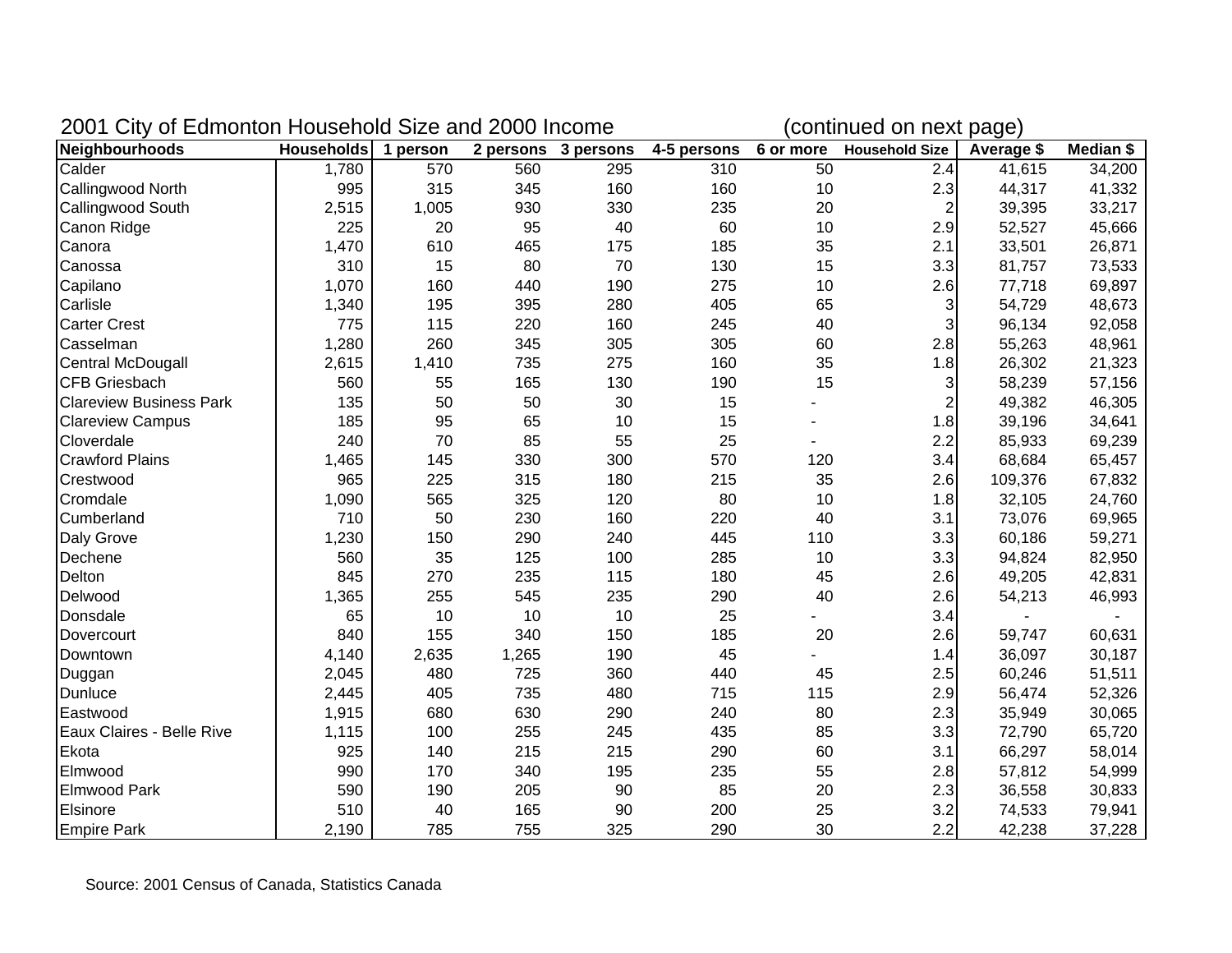## 2001 City of Edmonton Household Size and 2000 Income (continued on next page)

| Neighbourhoods | Households | 1 person | 2 persons | 3 persons | 4-5 persons | 6 or more | Household Size | Average $ | Median $ |
|---|---|---|---|---|---|---|---|---|---|
| Calder | 1,780 | 570 | 560 | 295 | 310 | 50 | 2.4 | 41,615 | 34,200 |
| Callingwood North | 995 | 315 | 345 | 160 | 160 | 10 | 2.3 | 44,317 | 41,332 |
| Callingwood South | 2,515 | 1,005 | 930 | 330 | 235 | 20 | 2 | 39,395 | 33,217 |
| Canon Ridge | 225 | 20 | 95 | 40 | 60 | 10 | 2.9 | 52,527 | 45,666 |
| Canora | 1,470 | 610 | 465 | 175 | 185 | 35 | 2.1 | 33,501 | 26,871 |
| Canossa | 310 | 15 | 80 | 70 | 130 | 15 | 3.3 | 81,757 | 73,533 |
| Capilano | 1,070 | 160 | 440 | 190 | 275 | 10 | 2.6 | 77,718 | 69,897 |
| Carlisle | 1,340 | 195 | 395 | 280 | 405 | 65 | 3 | 54,729 | 48,673 |
| Carter Crest | 775 | 115 | 220 | 160 | 245 | 40 | 3 | 96,134 | 92,058 |
| Casselman | 1,280 | 260 | 345 | 305 | 305 | 60 | 2.8 | 55,263 | 48,961 |
| Central McDougall | 2,615 | 1,410 | 735 | 275 | 160 | 35 | 1.8 | 26,302 | 21,323 |
| CFB Griesbach | 560 | 55 | 165 | 130 | 190 | 15 | 3 | 58,239 | 57,156 |
| Clareview Business Park | 135 | 50 | 50 | 30 | 15 | - | 2 | 49,382 | 46,305 |
| Clareview Campus | 185 | 95 | 65 | 10 | 15 | - | 1.8 | 39,196 | 34,641 |
| Cloverdale | 240 | 70 | 85 | 55 | 25 | - | 2.2 | 85,933 | 69,239 |
| Crawford Plains | 1,465 | 145 | 330 | 300 | 570 | 120 | 3.4 | 68,684 | 65,457 |
| Crestwood | 965 | 225 | 315 | 180 | 215 | 35 | 2.6 | 109,376 | 67,832 |
| Cromdale | 1,090 | 565 | 325 | 120 | 80 | 10 | 1.8 | 32,105 | 24,760 |
| Cumberland | 710 | 50 | 230 | 160 | 220 | 40 | 3.1 | 73,076 | 69,965 |
| Daly Grove | 1,230 | 150 | 290 | 240 | 445 | 110 | 3.3 | 60,186 | 59,271 |
| Dechene | 560 | 35 | 125 | 100 | 285 | 10 | 3.3 | 94,824 | 82,950 |
| Delton | 845 | 270 | 235 | 115 | 180 | 45 | 2.6 | 49,205 | 42,831 |
| Delwood | 1,365 | 255 | 545 | 235 | 290 | 40 | 2.6 | 54,213 | 46,993 |
| Donsdale | 65 | 10 | 10 | 10 | 25 | - | 3.4 | - | - |
| Dovercourt | 840 | 155 | 340 | 150 | 185 | 20 | 2.6 | 59,747 | 60,631 |
| Downtown | 4,140 | 2,635 | 1,265 | 190 | 45 | - | 1.4 | 36,097 | 30,187 |
| Duggan | 2,045 | 480 | 725 | 360 | 440 | 45 | 2.5 | 60,246 | 51,511 |
| Dunluce | 2,445 | 405 | 735 | 480 | 715 | 115 | 2.9 | 56,474 | 52,326 |
| Eastwood | 1,915 | 680 | 630 | 290 | 240 | 80 | 2.3 | 35,949 | 30,065 |
| Eaux Claires - Belle Rive | 1,115 | 100 | 255 | 245 | 435 | 85 | 3.3 | 72,790 | 65,720 |
| Ekota | 925 | 140 | 215 | 215 | 290 | 60 | 3.1 | 66,297 | 58,014 |
| Elmwood | 990 | 170 | 340 | 195 | 235 | 55 | 2.8 | 57,812 | 54,999 |
| Elmwood Park | 590 | 190 | 205 | 90 | 85 | 20 | 2.3 | 36,558 | 30,833 |
| Elsinore | 510 | 40 | 165 | 90 | 200 | 25 | 3.2 | 74,533 | 79,941 |
| Empire Park | 2,190 | 785 | 755 | 325 | 290 | 30 | 2.2 | 42,238 | 37,228 |

Source: 2001 Census of Canada, Statistics Canada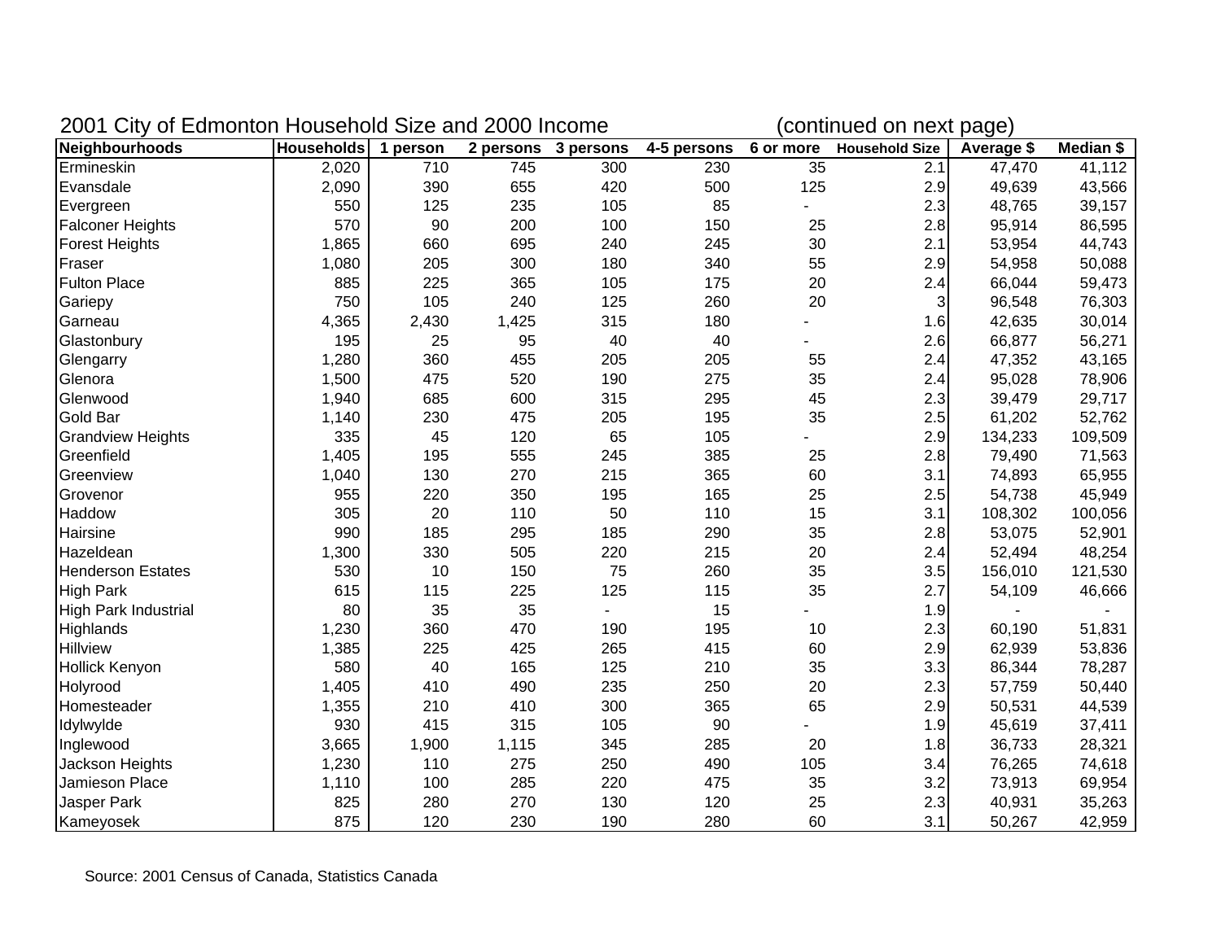## 2001 City of Edmonton Household Size and 2000 Income (continued on next page)

| Neighbourhoods | Households | 1 person | 2 persons | 3 persons | 4-5 persons | 6 or more | Household Size | Average $ | Median $ |
|---|---|---|---|---|---|---|---|---|---|
| Ermineskin | 2,020 | 710 | 745 | 300 | 230 | 35 | 2.1 | 47,470 | 41,112 |
| Evansdale | 2,090 | 390 | 655 | 420 | 500 | 125 | 2.9 | 49,639 | 43,566 |
| Evergreen | 550 | 125 | 235 | 105 | 85 | - | 2.3 | 48,765 | 39,157 |
| Falconer Heights | 570 | 90 | 200 | 100 | 150 | 25 | 2.8 | 95,914 | 86,595 |
| Forest Heights | 1,865 | 660 | 695 | 240 | 245 | 30 | 2.1 | 53,954 | 44,743 |
| Fraser | 1,080 | 205 | 300 | 180 | 340 | 55 | 2.9 | 54,958 | 50,088 |
| Fulton Place | 885 | 225 | 365 | 105 | 175 | 20 | 2.4 | 66,044 | 59,473 |
| Gariepy | 750 | 105 | 240 | 125 | 260 | 20 | 3 | 96,548 | 76,303 |
| Garneau | 4,365 | 2,430 | 1,425 | 315 | 180 | - | 1.6 | 42,635 | 30,014 |
| Glastonbury | 195 | 25 | 95 | 40 | 40 | - | 2.6 | 66,877 | 56,271 |
| Glengarry | 1,280 | 360 | 455 | 205 | 205 | 55 | 2.4 | 47,352 | 43,165 |
| Glenora | 1,500 | 475 | 520 | 190 | 275 | 35 | 2.4 | 95,028 | 78,906 |
| Glenwood | 1,940 | 685 | 600 | 315 | 295 | 45 | 2.3 | 39,479 | 29,717 |
| Gold Bar | 1,140 | 230 | 475 | 205 | 195 | 35 | 2.5 | 61,202 | 52,762 |
| Grandview Heights | 335 | 45 | 120 | 65 | 105 | - | 2.9 | 134,233 | 109,509 |
| Greenfield | 1,405 | 195 | 555 | 245 | 385 | 25 | 2.8 | 79,490 | 71,563 |
| Greenview | 1,040 | 130 | 270 | 215 | 365 | 60 | 3.1 | 74,893 | 65,955 |
| Grovenor | 955 | 220 | 350 | 195 | 165 | 25 | 2.5 | 54,738 | 45,949 |
| Haddow | 305 | 20 | 110 | 50 | 110 | 15 | 3.1 | 108,302 | 100,056 |
| Hairsine | 990 | 185 | 295 | 185 | 290 | 35 | 2.8 | 53,075 | 52,901 |
| Hazeldean | 1,300 | 330 | 505 | 220 | 215 | 20 | 2.4 | 52,494 | 48,254 |
| Henderson Estates | 530 | 10 | 150 | 75 | 260 | 35 | 3.5 | 156,010 | 121,530 |
| High Park | 615 | 115 | 225 | 125 | 115 | 35 | 2.7 | 54,109 | 46,666 |
| High Park Industrial | 80 | 35 | 35 | - | 15 | - | 1.9 | - | - |
| Highlands | 1,230 | 360 | 470 | 190 | 195 | 10 | 2.3 | 60,190 | 51,831 |
| Hillview | 1,385 | 225 | 425 | 265 | 415 | 60 | 2.9 | 62,939 | 53,836 |
| Hollick Kenyon | 580 | 40 | 165 | 125 | 210 | 35 | 3.3 | 86,344 | 78,287 |
| Holyrood | 1,405 | 410 | 490 | 235 | 250 | 20 | 2.3 | 57,759 | 50,440 |
| Homesteader | 1,355 | 210 | 410 | 300 | 365 | 65 | 2.9 | 50,531 | 44,539 |
| Idylwylde | 930 | 415 | 315 | 105 | 90 | - | 1.9 | 45,619 | 37,411 |
| Inglewood | 3,665 | 1,900 | 1,115 | 345 | 285 | 20 | 1.8 | 36,733 | 28,321 |
| Jackson Heights | 1,230 | 110 | 275 | 250 | 490 | 105 | 3.4 | 76,265 | 74,618 |
| Jamieson Place | 1,110 | 100 | 285 | 220 | 475 | 35 | 3.2 | 73,913 | 69,954 |
| Jasper Park | 825 | 280 | 270 | 130 | 120 | 25 | 2.3 | 40,931 | 35,263 |
| Kameyosek | 875 | 120 | 230 | 190 | 280 | 60 | 3.1 | 50,267 | 42,959 |

Source: 2001 Census of Canada, Statistics Canada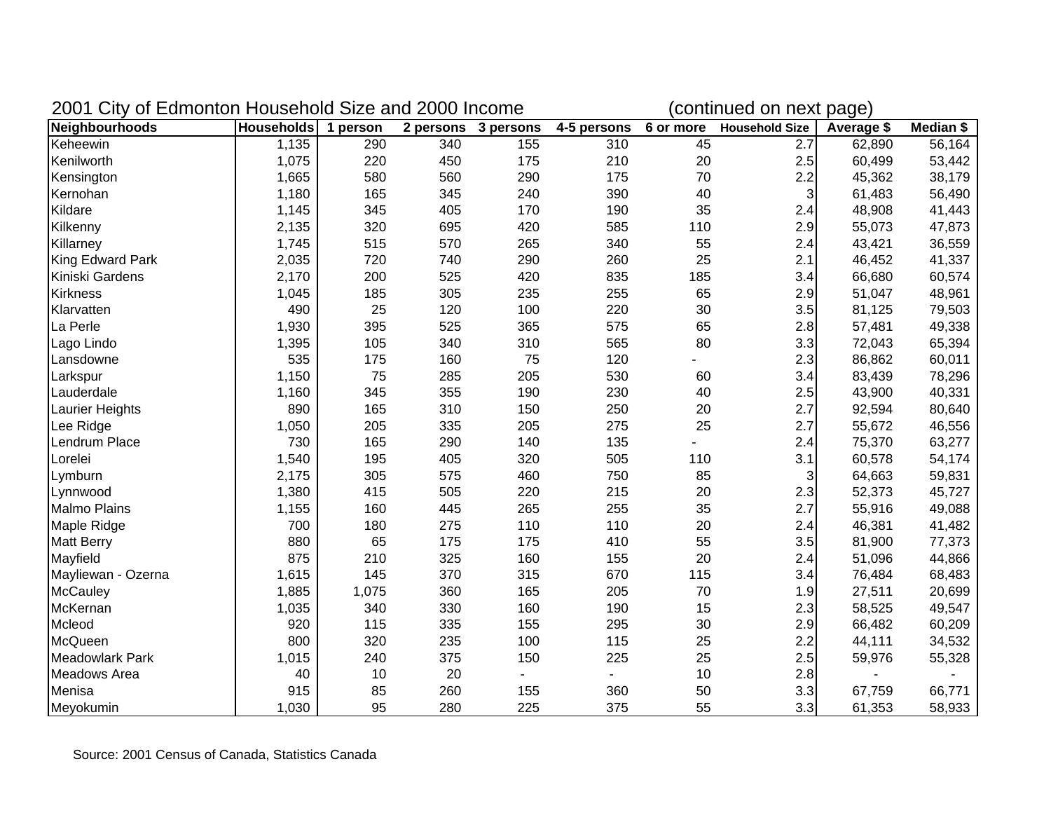## 2001 City of Edmonton Household Size and 2000 Income (continued on next page)

| Neighbourhoods | Households | 1 person | 2 persons | 3 persons | 4-5 persons | 6 or more | Household Size | Average $ | Median $ |
|---|---|---|---|---|---|---|---|---|---|
| Keheewin | 1,135 | 290 | 340 | 155 | 310 | 45 | 2.7 | 62,890 | 56,164 |
| Kenilworth | 1,075 | 220 | 450 | 175 | 210 | 20 | 2.5 | 60,499 | 53,442 |
| Kensington | 1,665 | 580 | 560 | 290 | 175 | 70 | 2.2 | 45,362 | 38,179 |
| Kernohan | 1,180 | 165 | 345 | 240 | 390 | 40 | 3 | 61,483 | 56,490 |
| Kildare | 1,145 | 345 | 405 | 170 | 190 | 35 | 2.4 | 48,908 | 41,443 |
| Kilkenny | 2,135 | 320 | 695 | 420 | 585 | 110 | 2.9 | 55,073 | 47,873 |
| Killarney | 1,745 | 515 | 570 | 265 | 340 | 55 | 2.4 | 43,421 | 36,559 |
| King Edward Park | 2,035 | 720 | 740 | 290 | 260 | 25 | 2.1 | 46,452 | 41,337 |
| Kiniski Gardens | 2,170 | 200 | 525 | 420 | 835 | 185 | 3.4 | 66,680 | 60,574 |
| Kirkness | 1,045 | 185 | 305 | 235 | 255 | 65 | 2.9 | 51,047 | 48,961 |
| Klarvatten | 490 | 25 | 120 | 100 | 220 | 30 | 3.5 | 81,125 | 79,503 |
| La Perle | 1,930 | 395 | 525 | 365 | 575 | 65 | 2.8 | 57,481 | 49,338 |
| Lago Lindo | 1,395 | 105 | 340 | 310 | 565 | 80 | 3.3 | 72,043 | 65,394 |
| Lansdowne | 535 | 175 | 160 | 75 | 120 | - | 2.3 | 86,862 | 60,011 |
| Larkspur | 1,150 | 75 | 285 | 205 | 530 | 60 | 3.4 | 83,439 | 78,296 |
| Lauderdale | 1,160 | 345 | 355 | 190 | 230 | 40 | 2.5 | 43,900 | 40,331 |
| Laurier Heights | 890 | 165 | 310 | 150 | 250 | 20 | 2.7 | 92,594 | 80,640 |
| Lee Ridge | 1,050 | 205 | 335 | 205 | 275 | 25 | 2.7 | 55,672 | 46,556 |
| Lendrum Place | 730 | 165 | 290 | 140 | 135 | - | 2.4 | 75,370 | 63,277 |
| Lorelei | 1,540 | 195 | 405 | 320 | 505 | 110 | 3.1 | 60,578 | 54,174 |
| Lymburn | 2,175 | 305 | 575 | 460 | 750 | 85 | 3 | 64,663 | 59,831 |
| Lynnwood | 1,380 | 415 | 505 | 220 | 215 | 20 | 2.3 | 52,373 | 45,727 |
| Malmo Plains | 1,155 | 160 | 445 | 265 | 255 | 35 | 2.7 | 55,916 | 49,088 |
| Maple Ridge | 700 | 180 | 275 | 110 | 110 | 20 | 2.4 | 46,381 | 41,482 |
| Matt Berry | 880 | 65 | 175 | 175 | 410 | 55 | 3.5 | 81,900 | 77,373 |
| Mayfield | 875 | 210 | 325 | 160 | 155 | 20 | 2.4 | 51,096 | 44,866 |
| Mayliewan - Ozerna | 1,615 | 145 | 370 | 315 | 670 | 115 | 3.4 | 76,484 | 68,483 |
| McCauley | 1,885 | 1,075 | 360 | 165 | 205 | 70 | 1.9 | 27,511 | 20,699 |
| McKernan | 1,035 | 340 | 330 | 160 | 190 | 15 | 2.3 | 58,525 | 49,547 |
| Mcleod | 920 | 115 | 335 | 155 | 295 | 30 | 2.9 | 66,482 | 60,209 |
| McQueen | 800 | 320 | 235 | 100 | 115 | 25 | 2.2 | 44,111 | 34,532 |
| Meadowlark Park | 1,015 | 240 | 375 | 150 | 225 | 25 | 2.5 | 59,976 | 55,328 |
| Meadows Area | 40 | 10 | 20 | - | - | 10 | 2.8 | - | - |
| Menisa | 915 | 85 | 260 | 155 | 360 | 50 | 3.3 | 67,759 | 66,771 |
| Meyokumin | 1,030 | 95 | 280 | 225 | 375 | 55 | 3.3 | 61,353 | 58,933 |

Source: 2001 Census of Canada, Statistics Canada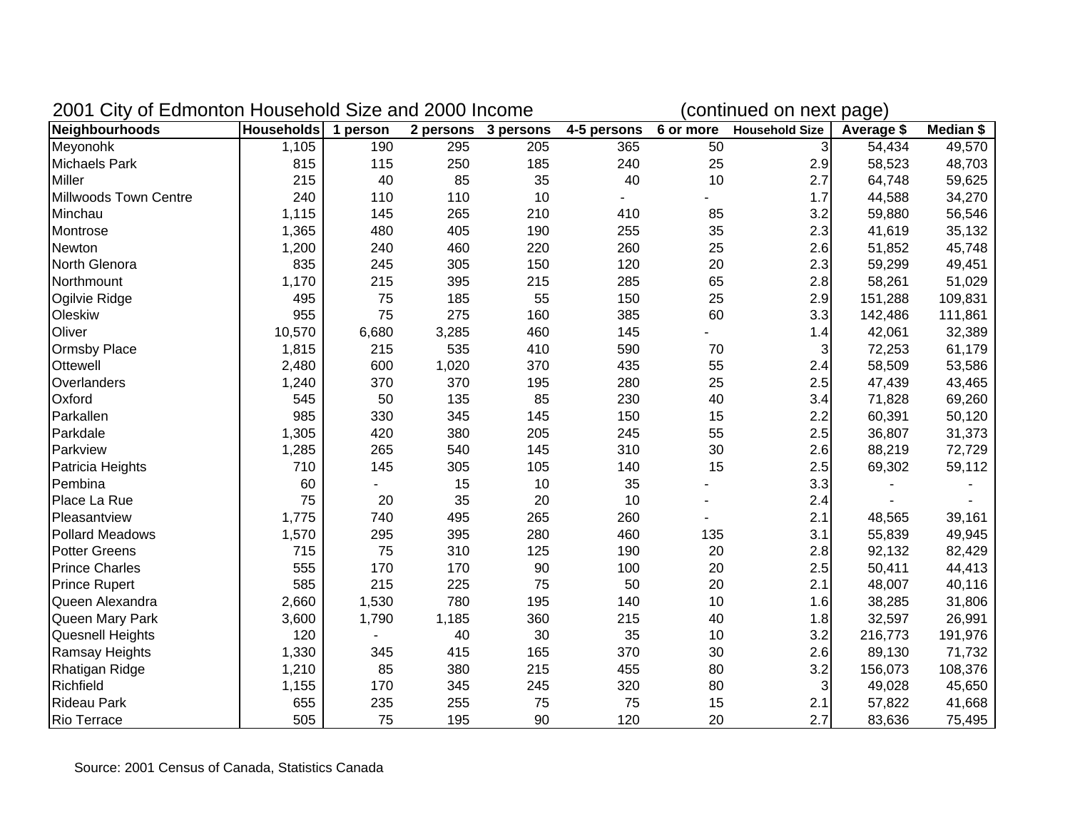2001 City of Edmonton Household Size and 2000 Income (continued on next page)

| Neighbourhoods | Households | 1 person | 2 persons | 3 persons | 4-5 persons | 6 or more | Household Size | Average $ | Median $ |
|---|---|---|---|---|---|---|---|---|---|
| Meyonohk | 1,105 | 190 | 295 | 205 | 365 | 50 | 3 | 54,434 | 49,570 |
| Michaels Park | 815 | 115 | 250 | 185 | 240 | 25 | 2.9 | 58,523 | 48,703 |
| Miller | 215 | 40 | 85 | 35 | 40 | 10 | 2.7 | 64,748 | 59,625 |
| Millwoods Town Centre | 240 | 110 | 110 | 10 | - | - | 1.7 | 44,588 | 34,270 |
| Minchau | 1,115 | 145 | 265 | 210 | 410 | 85 | 3.2 | 59,880 | 56,546 |
| Montrose | 1,365 | 480 | 405 | 190 | 255 | 35 | 2.3 | 41,619 | 35,132 |
| Newton | 1,200 | 240 | 460 | 220 | 260 | 25 | 2.6 | 51,852 | 45,748 |
| North Glenora | 835 | 245 | 305 | 150 | 120 | 20 | 2.3 | 59,299 | 49,451 |
| Northmount | 1,170 | 215 | 395 | 215 | 285 | 65 | 2.8 | 58,261 | 51,029 |
| Ogilvie Ridge | 495 | 75 | 185 | 55 | 150 | 25 | 2.9 | 151,288 | 109,831 |
| Oleskiw | 955 | 75 | 275 | 160 | 385 | 60 | 3.3 | 142,486 | 111,861 |
| Oliver | 10,570 | 6,680 | 3,285 | 460 | 145 | - | 1.4 | 42,061 | 32,389 |
| Ormsby Place | 1,815 | 215 | 535 | 410 | 590 | 70 | 3 | 72,253 | 61,179 |
| Ottewell | 2,480 | 600 | 1,020 | 370 | 435 | 55 | 2.4 | 58,509 | 53,586 |
| Overlanders | 1,240 | 370 | 370 | 195 | 280 | 25 | 2.5 | 47,439 | 43,465 |
| Oxford | 545 | 50 | 135 | 85 | 230 | 40 | 3.4 | 71,828 | 69,260 |
| Parkallen | 985 | 330 | 345 | 145 | 150 | 15 | 2.2 | 60,391 | 50,120 |
| Parkdale | 1,305 | 420 | 380 | 205 | 245 | 55 | 2.5 | 36,807 | 31,373 |
| Parkview | 1,285 | 265 | 540 | 145 | 310 | 30 | 2.6 | 88,219 | 72,729 |
| Patricia Heights | 710 | 145 | 305 | 105 | 140 | 15 | 2.5 | 69,302 | 59,112 |
| Pembina | 60 | - | 15 | 10 | 35 | - | 3.3 | - | - |
| Place La Rue | 75 | 20 | 35 | 20 | 10 | - | 2.4 | - | - |
| Pleasantview | 1,775 | 740 | 495 | 265 | 260 | - | 2.1 | 48,565 | 39,161 |
| Pollard Meadows | 1,570 | 295 | 395 | 280 | 460 | 135 | 3.1 | 55,839 | 49,945 |
| Potter Greens | 715 | 75 | 310 | 125 | 190 | 20 | 2.8 | 92,132 | 82,429 |
| Prince Charles | 555 | 170 | 170 | 90 | 100 | 20 | 2.5 | 50,411 | 44,413 |
| Prince Rupert | 585 | 215 | 225 | 75 | 50 | 20 | 2.1 | 48,007 | 40,116 |
| Queen Alexandra | 2,660 | 1,530 | 780 | 195 | 140 | 10 | 1.6 | 38,285 | 31,806 |
| Queen Mary Park | 3,600 | 1,790 | 1,185 | 360 | 215 | 40 | 1.8 | 32,597 | 26,991 |
| Quesnell Heights | 120 | - | 40 | 30 | 35 | 10 | 3.2 | 216,773 | 191,976 |
| Ramsay Heights | 1,330 | 345 | 415 | 165 | 370 | 30 | 2.6 | 89,130 | 71,732 |
| Rhatigan Ridge | 1,210 | 85 | 380 | 215 | 455 | 80 | 3.2 | 156,073 | 108,376 |
| Richfield | 1,155 | 170 | 345 | 245 | 320 | 80 | 3 | 49,028 | 45,650 |
| Rideau Park | 655 | 235 | 255 | 75 | 75 | 15 | 2.1 | 57,822 | 41,668 |
| Rio Terrace | 505 | 75 | 195 | 90 | 120 | 20 | 2.7 | 83,636 | 75,495 |

Source: 2001 Census of Canada, Statistics Canada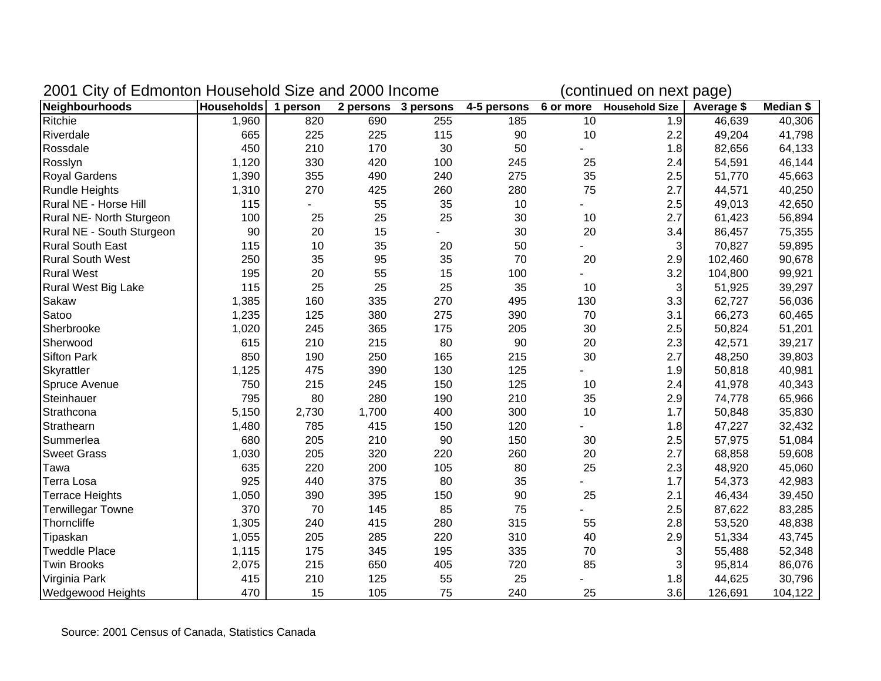2001 City of Edmonton Household Size and 2000 Income (continued on next page)

| Neighbourhoods | Households | 1 person | 2 persons | 3 persons | 4-5 persons | 6 or more | Household Size | Average $ | Median $ |
|---|---|---|---|---|---|---|---|---|---|
| Ritchie | 1,960 | 820 | 690 | 255 | 185 | 10 | 1.9 | 46,639 | 40,306 |
| Riverdale | 665 | 225 | 225 | 115 | 90 | 10 | 2.2 | 49,204 | 41,798 |
| Rossdale | 450 | 210 | 170 | 30 | 50 | - | 1.8 | 82,656 | 64,133 |
| Rosslyn | 1,120 | 330 | 420 | 100 | 245 | 25 | 2.4 | 54,591 | 46,144 |
| Royal Gardens | 1,390 | 355 | 490 | 240 | 275 | 35 | 2.5 | 51,770 | 45,663 |
| Rundle Heights | 1,310 | 270 | 425 | 260 | 280 | 75 | 2.7 | 44,571 | 40,250 |
| Rural NE - Horse Hill | 115 | - | 55 | 35 | 10 | - | 2.5 | 49,013 | 42,650 |
| Rural NE- North Sturgeon | 100 | 25 | 25 | 25 | 30 | 10 | 2.7 | 61,423 | 56,894 |
| Rural NE - South Sturgeon | 90 | 20 | 15 | - | 30 | 20 | 3.4 | 86,457 | 75,355 |
| Rural South East | 115 | 10 | 35 | 20 | 50 | - | 3 | 70,827 | 59,895 |
| Rural South West | 250 | 35 | 95 | 35 | 70 | 20 | 2.9 | 102,460 | 90,678 |
| Rural West | 195 | 20 | 55 | 15 | 100 | - | 3.2 | 104,800 | 99,921 |
| Rural West Big Lake | 115 | 25 | 25 | 25 | 35 | 10 | 3 | 51,925 | 39,297 |
| Sakaw | 1,385 | 160 | 335 | 270 | 495 | 130 | 3.3 | 62,727 | 56,036 |
| Satoo | 1,235 | 125 | 380 | 275 | 390 | 70 | 3.1 | 66,273 | 60,465 |
| Sherbrooke | 1,020 | 245 | 365 | 175 | 205 | 30 | 2.5 | 50,824 | 51,201 |
| Sherwood | 615 | 210 | 215 | 80 | 90 | 20 | 2.3 | 42,571 | 39,217 |
| Sifton Park | 850 | 190 | 250 | 165 | 215 | 30 | 2.7 | 48,250 | 39,803 |
| Skyrattler | 1,125 | 475 | 390 | 130 | 125 | - | 1.9 | 50,818 | 40,981 |
| Spruce Avenue | 750 | 215 | 245 | 150 | 125 | 10 | 2.4 | 41,978 | 40,343 |
| Steinhauer | 795 | 80 | 280 | 190 | 210 | 35 | 2.9 | 74,778 | 65,966 |
| Strathcona | 5,150 | 2,730 | 1,700 | 400 | 300 | 10 | 1.7 | 50,848 | 35,830 |
| Strathearn | 1,480 | 785 | 415 | 150 | 120 | - | 1.8 | 47,227 | 32,432 |
| Summerlea | 680 | 205 | 210 | 90 | 150 | 30 | 2.5 | 57,975 | 51,084 |
| Sweet Grass | 1,030 | 205 | 320 | 220 | 260 | 20 | 2.7 | 68,858 | 59,608 |
| Tawa | 635 | 220 | 200 | 105 | 80 | 25 | 2.3 | 48,920 | 45,060 |
| Terra Losa | 925 | 440 | 375 | 80 | 35 | - | 1.7 | 54,373 | 42,983 |
| Terrace Heights | 1,050 | 390 | 395 | 150 | 90 | 25 | 2.1 | 46,434 | 39,450 |
| Terwillegar Towne | 370 | 70 | 145 | 85 | 75 | - | 2.5 | 87,622 | 83,285 |
| Thorncliffe | 1,305 | 240 | 415 | 280 | 315 | 55 | 2.8 | 53,520 | 48,838 |
| Tipaskan | 1,055 | 205 | 285 | 220 | 310 | 40 | 2.9 | 51,334 | 43,745 |
| Tweddle Place | 1,115 | 175 | 345 | 195 | 335 | 70 | 3 | 55,488 | 52,348 |
| Twin Brooks | 2,075 | 215 | 650 | 405 | 720 | 85 | 3 | 95,814 | 86,076 |
| Virginia Park | 415 | 210 | 125 | 55 | 25 | - | 1.8 | 44,625 | 30,796 |
| Wedgewood Heights | 470 | 15 | 105 | 75 | 240 | 25 | 3.6 | 126,691 | 104,122 |

Source: 2001 Census of Canada, Statistics Canada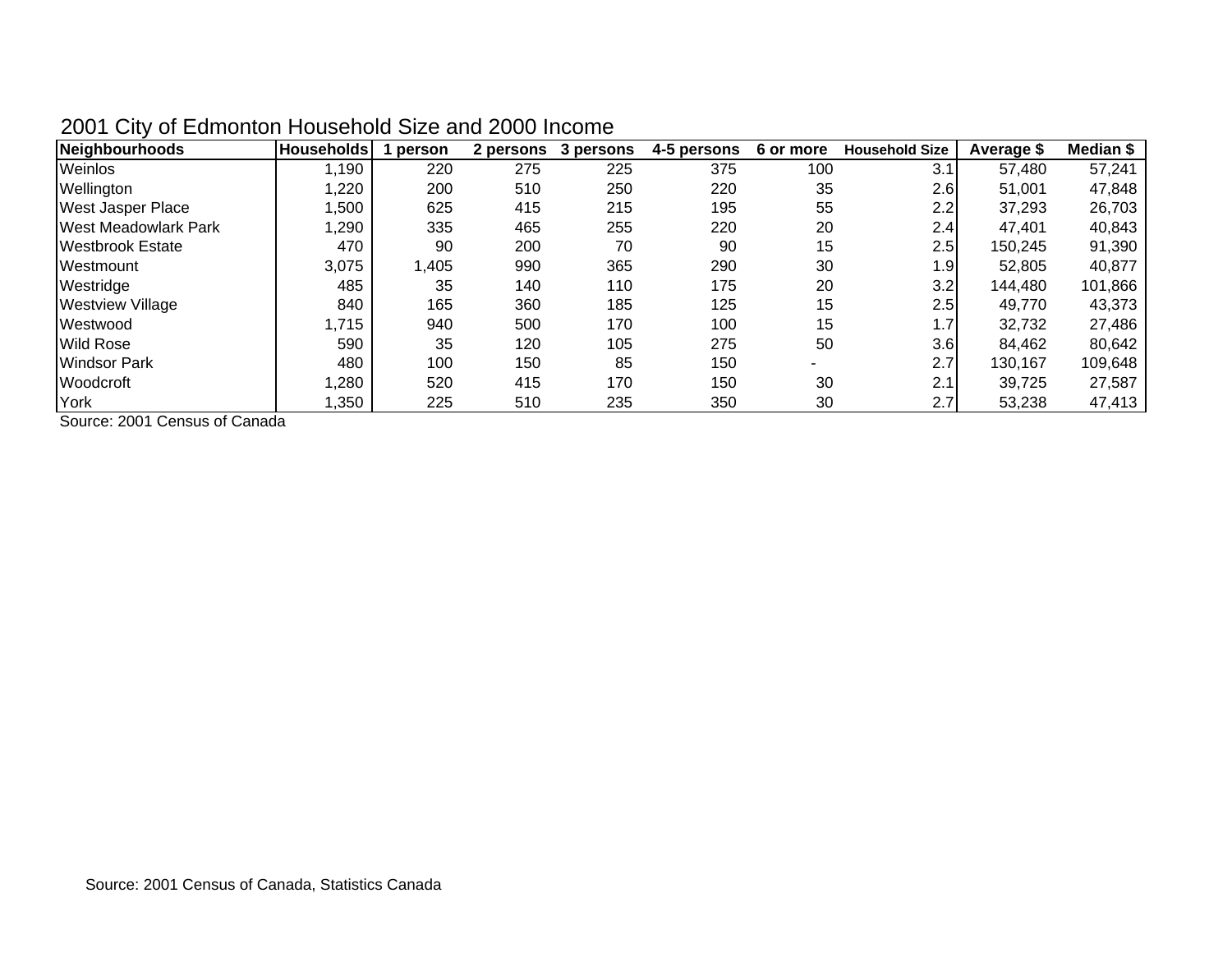2001 City of Edmonton Household Size and 2000 Income

| Neighbourhoods | Households | 1 person | 2 persons | 3 persons | 4-5 persons | 6 or more | Household Size | Average $ | Median $ |
|---|---|---|---|---|---|---|---|---|---|
| Weinlos | 1,190 | 220 | 275 | 225 | 375 | 100 | 3.1 | 57,480 | 57,241 |
| Wellington | 1,220 | 200 | 510 | 250 | 220 | 35 | 2.6 | 51,001 | 47,848 |
| West Jasper Place | 1,500 | 625 | 415 | 215 | 195 | 55 | 2.2 | 37,293 | 26,703 |
| West Meadowlark Park | 1,290 | 335 | 465 | 255 | 220 | 20 | 2.4 | 47,401 | 40,843 |
| Westbrook Estate | 470 | 90 | 200 | 70 | 90 | 15 | 2.5 | 150,245 | 91,390 |
| Westmount | 3,075 | 1,405 | 990 | 365 | 290 | 30 | 1.9 | 52,805 | 40,877 |
| Westridge | 485 | 35 | 140 | 110 | 175 | 20 | 3.2 | 144,480 | 101,866 |
| Westview Village | 840 | 165 | 360 | 185 | 125 | 15 | 2.5 | 49,770 | 43,373 |
| Westwood | 1,715 | 940 | 500 | 170 | 100 | 15 | 1.7 | 32,732 | 27,486 |
| Wild Rose | 590 | 35 | 120 | 105 | 275 | 50 | 3.6 | 84,462 | 80,642 |
| Windsor Park | 480 | 100 | 150 | 85 | 150 | - | 2.7 | 130,167 | 109,648 |
| Woodcroft | 1,280 | 520 | 415 | 170 | 150 | 30 | 2.1 | 39,725 | 27,587 |
| York | 1,350 | 225 | 510 | 235 | 350 | 30 | 2.7 | 53,238 | 47,413 |

Source: 2001 Census of Canada

Source: 2001 Census of Canada, Statistics Canada